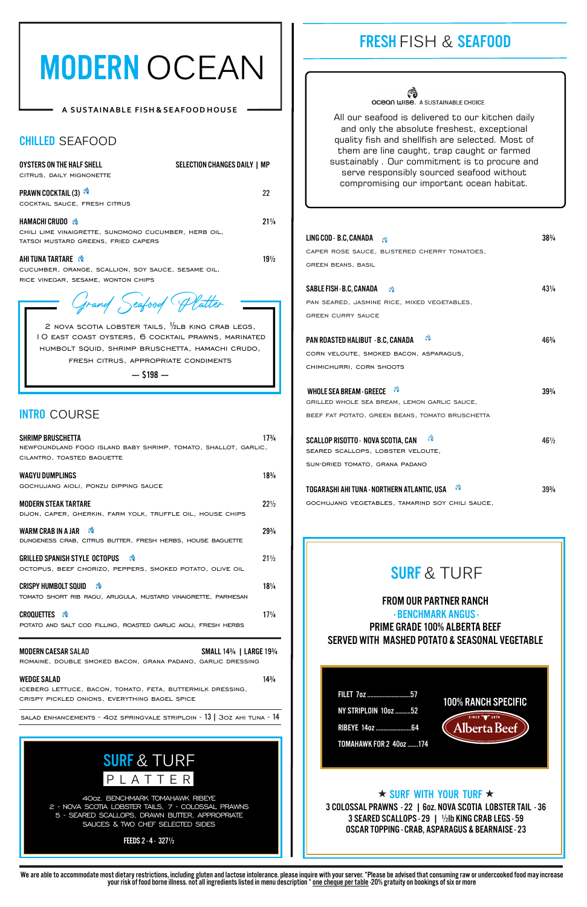# MODERN OCEAN

A SUSTAINABLE FISH & SEAFOOD HOUSE

## CHILLED SEAFOOD

**OYSTERS ON THE HALF SHELL** — SELECTION CHANGES DAILY | MP
citrus, daily mignonette

**PRAWN COCKTAIL (3)** — 22
cocktail sauce, fresh citrus

**HAMACHI CRUDO** — 21¼
chili lime vinaigrette, sunomono cucumber, herb oil, tatsoi mustard greens, fried capers

**AHI TUNA TARTARE** — 19½
cucumber, orange, scallion, soy sauce, sesame oil, rice vinegar, sesame, wonton chips

### *Grand Seafood Platter*

2 Nova Scotia lobster tails, ½lb king crab legs, 10 east coast oysters, 6 cocktail prawns, marinated humboldt squid, shrimp bruschetta, hamachi crudo, fresh citrus, appropriate condiments

— $198 —

## INTRO COURSE

**SHRIMP BRUSCHETTA** — 17¾
Newfoundland Fogo Island baby shrimp, tomato, shallot, garlic, cilantro, toasted baguette

**WAGYU DUMPLINGS** — 18¾
gochujang aioli, ponzu dipping sauce

**MODERN STEAK TARTARE** — 22½
dijon, caper, gherkin, farm yolk, truffle oil, house chips

**WARM CRAB IN A JAR** — 29¾
dungeness crab, citrus butter, fresh herbs, house baguette

**GRILLED SPANISH STYLE OCTOPUS** — 21½
octopus, beef chorizo, peppers, smoked potato, olive oil

**CRISPY HUMBOLT SQUID** — 18¼
tomato short rib ragu, arugula, mustard vinaigrette, parmesan

**CROQUETTES** — 17¼
potato and salt cod filling, roasted garlic aioli, fresh herbs

**MODERN CAESAR SALAD** — SMALL 14¾ | LARGE 19¾
romaine, double smoked bacon, grana padano, garlic dressing

**WEDGE SALAD** — 14¾
iceberg lettuce, bacon, tomato, feta, buttermilk dressing, crispy pickled onions, everything bagel spice

salad enhancements - 4oz springvale striploin - 13 | 3oz ahi tuna - 14

### SURF & TURF PLATTER

4Oz. Benchmark Tomahawk Ribeye
2 - Nova Scotia Lobster Tails, 7 - Colossal Prawns
5 - Seared Scallops, Drawn Butter, Appropriate Sauces & Two Chef Selected Sides

FEEDS 2 - 4 - 327½

## FRESH FISH & SEAFOOD

ocean wise. A SUSTAINABLE CHOICE

All our seafood is delivered to our kitchen daily and only the absolute freshest, exceptional quality fish and shellfish are selected. Most of them are line caught, trap caught or farmed sustainably . Our commitment is to procure and serve responsibly sourced seafood without compromising our important ocean habitat.

**LING COD - B.C, CANADA** — 38¾
caper rose sauce, blistered cherry tomatoes, green beans, basil

**SABLE FISH - B.C, CANADA** — 43¼
pan seared, jasmine rice, mixed vegetables, green curry sauce

**PAN ROASTED HALIBUT - B.C, CANADA** — 46¾
corn veloute, smoked bacon, asparagus, chimichurri, corn shoots

**WHOLE SEA BREAM - GREECE** — 39¾
grilled whole sea bream, lemon garlic sauce, beef fat potato, green beans, tomato bruschetta

**SCALLOP RISOTTO - NOVA SCOTIA, CAN** — 46½
seared scallops, lobster veloute, sun-dried tomato, grana padano

**TOGARASHI AHI TUNA - NORTHERN ATLANTIC, USA** — 39¾
gochujang vegetables, tamarind soy chili sauce,

## SURF & TURF

**FROM OUR PARTNER RANCH**
**- BENCHMARK ANGUS -**
**PRIME GRADE 100% ALBERTA BEEF**
**SERVED WITH MASHED POTATO & SEASONAL VEGETABLE**

- FILET 7oz ..... 57
- NY STRIPLOIN 10oz ..... 52
- RIBEYE 14oz ..... 64
- TOMAHAWK FOR 2 40oz ..... 174

100% RANCH SPECIFIC
Alberta Beef — SINCE 1974

★ SURF WITH YOUR TURF ★

3 COLOSSAL PRAWNS - 22 | 6oz. NOVA SCOTIA LOBSTER TAIL - 36
3 SEARED SCALLOPS - 29 | ½lb KING CRAB LEGS - 59
OSCAR TOPPING - CRAB, ASPARAGUS & BEARNAISE - 23

We are able to accommodate most dietary restrictions, including gluten and lactose intolerance. please inquire with your server. *Please be advised that consuming raw or undercooked food may increase your risk of food borne illness. not all ingredients listed in menu description * one cheque per table -20% gratuity on bookings of six or more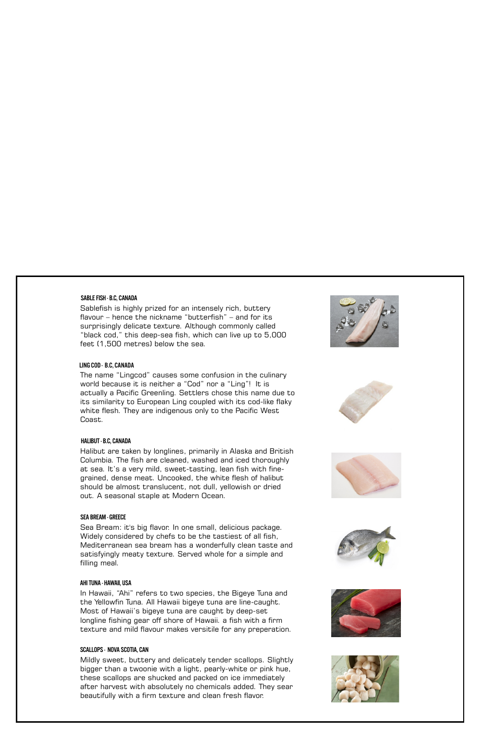#### SABLE FISH - B.C, CANADA

Sablefish is highly prized for an intensely rich, buttery flavour – hence the nickname "butterfish" – and for its surprisingly delicate texture. Although commonly called "black cod," this deep-sea fish, which can live up to 5,000 feet (1,500 metres) below the sea.

#### LING COD - B.C, CANADA

The name "Lingcod" causes some confusion in the culinary world because it is neither a "Cod" nor a "Ling"! It is actually a Pacific Greenling. Settlers chose this name due to its similarity to European Ling coupled with its cod-like flaky white flesh. They are indigenous only to the Pacific West Coast.

#### HALIBUT - B.C, CANADA

Halibut are taken by longlines, primarily in Alaska and British Columbia. The fish are cleaned, washed and iced thoroughly at sea. It's a very mild, sweet-tasting, lean fish with fine-grained, dense meat. Uncooked, the white flesh of halibut should be almost translucent, not dull, yellowish or dried out. A seasonal staple at Modern Ocean.

#### SEA BREAM - GREECE

Sea Bream: it's big flavor. In one small, delicious package. Widely considered by chefs to be the tastiest of all fish, Mediterranean sea bream has a wonderfully clean taste and satisfyingly meaty texture. Served whole for a simple and filling meal.

#### AHI TUNA - HAWAII, USA

In Hawaii, "Ahi" refers to two species, the Bigeye Tuna and the Yellowfin Tuna. All Hawaii bigeye tuna are line-caught. Most of Hawaii's bigeye tuna are caught by deep-set longline fishing gear off shore of Hawaii. a fish with a firm texture and mild flavour makes versitile for any preperation.

#### SCALLOPS - NOVA SCOTIA, CAN

Mildly sweet, buttery and delicately tender scallops. Slightly bigger than a twoonie with a light, pearly-white or pink hue, these scallops are shucked and packed on ice immediately after harvest with absolutely no chemicals added. They sear beautifully with a firm texture and clean fresh flavor.